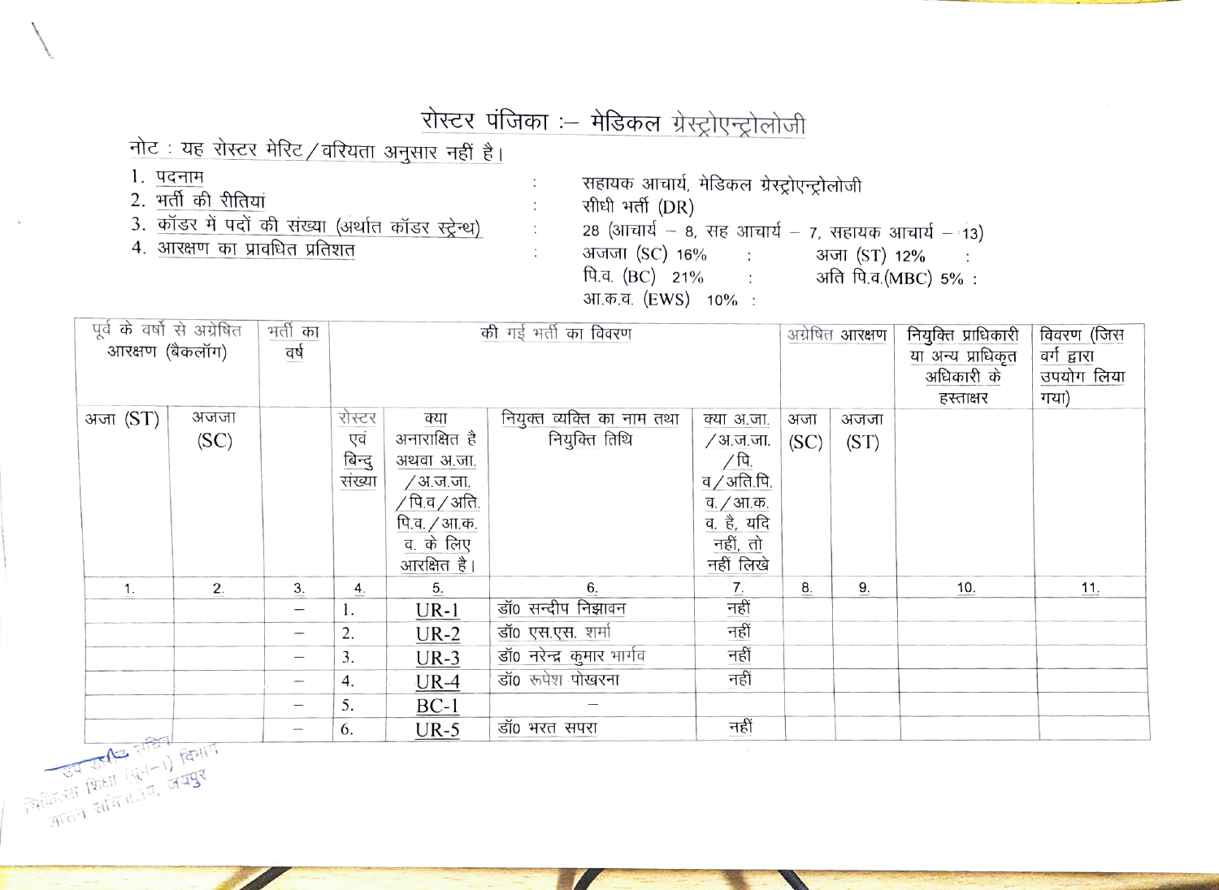# रोस्टर पंजिका :– मेडिकल ग्रेस्ट्रोएन्ट्रोलोजी

नोट : यह रोस्टर मेरिट/वरियता अनुसार नहीं है।

1. पदनाम : सहायक आचार्य, मेडिकल ग्रेस्ट्रोएन्ट्रोलोजी
2. भर्ती की रीतियां : सीधी भर्ती (DR)
3. कॉडर में पदों की संख्या (अर्थात कॉडर स्ट्रेन्थ) : 28 (आचार्य – 8, सह आचार्य – 7, सहायक आचार्य – 13)
4. आरक्षण का प्रावधित प्रतिशत : अजजा (SC) 16% : अजा (ST) 12% : पि.व. (BC) 21% : अति पि.व.(MBC) 5% : आ.क.व. (EWS) 10% :

| पूर्व के वर्षो से अग्रेषित आरक्षण (बैकलॉग) | | भर्ती का वर्ष | की गई भर्ती का विवरण | | | | अग्रेषित आरक्षण | | नियुक्ति प्राधिकारी या अन्य प्राधिकृत अधिकारी के हस्ताक्षर | विवरण (जिस वर्ग द्वारा उपयोग लिया गया) |
|---|---|---|---|---|---|---|---|---|---|---|
| अजा (ST) | अजजा (SC) | | रोस्टर एवं बिन्दु संख्या | क्या अनारक्षित है अथवा अ.जा./अ.ज.जा./पि.व/अति.पि.व./आ.क.व. के लिए आरक्षित है। | नियुक्त व्यक्ति का नाम तथा नियुक्ति तिथि | क्या अ.जा./अ.ज.जा./पि.व/अति.पि.व./आ.क.व. है, यदि नहीं, तो नहीं लिखे | अजा (SC) | अजजा (ST) | | |
| 1. | 2. | 3. | 4. | 5. | 6. | 7. | 8. | 9. | 10. | 11. |
| | | – | 1. | UR-1 | डॉ0 सन्दीप निझावन | नहीं | | | | |
| | | – | 2. | UR-2 | डॉ0 एस.एस. शर्मा | नहीं | | | | |
| | | – | 3. | UR-3 | डॉ0 नरेन्द्र कुमार भार्गव | नहीं | | | | |
| | | – | 4. | UR-4 | डॉ0 रूपेश पोखरना | नही | | | | |
| | | – | 5. | BC-1 | – | | | | | |
| | | – | 6. | UR-5 | डॉ0 भरत सपरा | नहीं | | | | |

उप शासन सचिव
चिकित्सा शिक्षा (ग्रुप–1) विभाग
शासन सचिवालय, जयपुर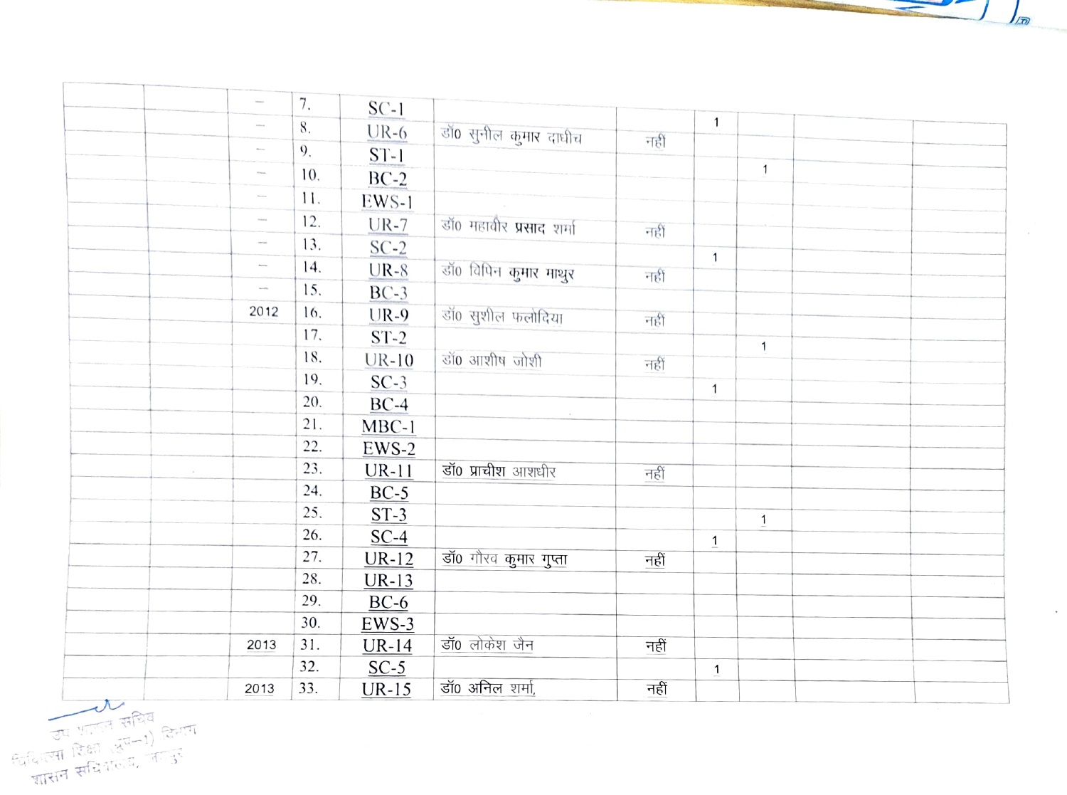| | | | | | | | | | | |
|---|---|---|---|---|---|---|---|---|---|---|
| | | — | 7. | SC-1 | | | 1 | | | |
| | | — | 8. | UR-6 | डॉ० सुनील कुमार दाधीच | नहीं | | | | |
| | | — | 9. | ST-1 | | | | 1 | | |
| | | — | 10. | BC-2 | | | | | | |
| | | — | 11. | EWS-1 | | | | | | |
| | | — | 12. | UR-7 | डॉ० महावीर प्रसाद शर्मा | नहीं | | | | |
| | | — | 13. | SC-2 | | | 1 | | | |
| | | — | 14. | UR-8 | डॉ० विपिन कुमार माथुर | नहीं | | | | |
| | | — | 15. | BC-3 | | | | | | |
| | | 2012 | 16. | UR-9 | डॉ० सुशील फलोदिया | नहीं | | | | |
| | | | 17. | ST-2 | | | | 1 | | |
| | | | 18. | UR-10 | डॉ० आशीष जोशी | नहीं | | | | |
| | | | 19. | SC-3 | | | 1 | | | |
| | | | 20. | BC-4 | | | | | | |
| | | | 21. | MBC-1 | | | | | | |
| | | | 22. | EWS-2 | | | | | | |
| | | | 23. | UR-11 | डॉ० प्राचीश आशधीर | नहीं | | | | |
| | | | 24. | BC-5 | | | | | | |
| | | | 25. | ST-3 | | | | 1 | | |
| | | | 26. | SC-4 | | | 1 | | | |
| | | | 27. | UR-12 | डॉ० गौरव कुमार गुप्ता | नहीं | | | | |
| | | | 28. | UR-13 | | | | | | |
| | | | 29. | BC-6 | | | | | | |
| | | | 30. | EWS-3 | | | | | | |
| | | 2013 | 31. | UR-14 | डॉ० लोकेश जैन | नहीं | | | | |
| | | | 32. | SC-5 | | | 1 | | | |
| | | 2013 | 33. | UR-15 | डॉ० अनिल शर्मा, | नहीं | | | | |

उप शासन सचिव
चिकित्सा शिक्षा (ग्रुप–1) विभाग
शासन सचिवालय, जयपुर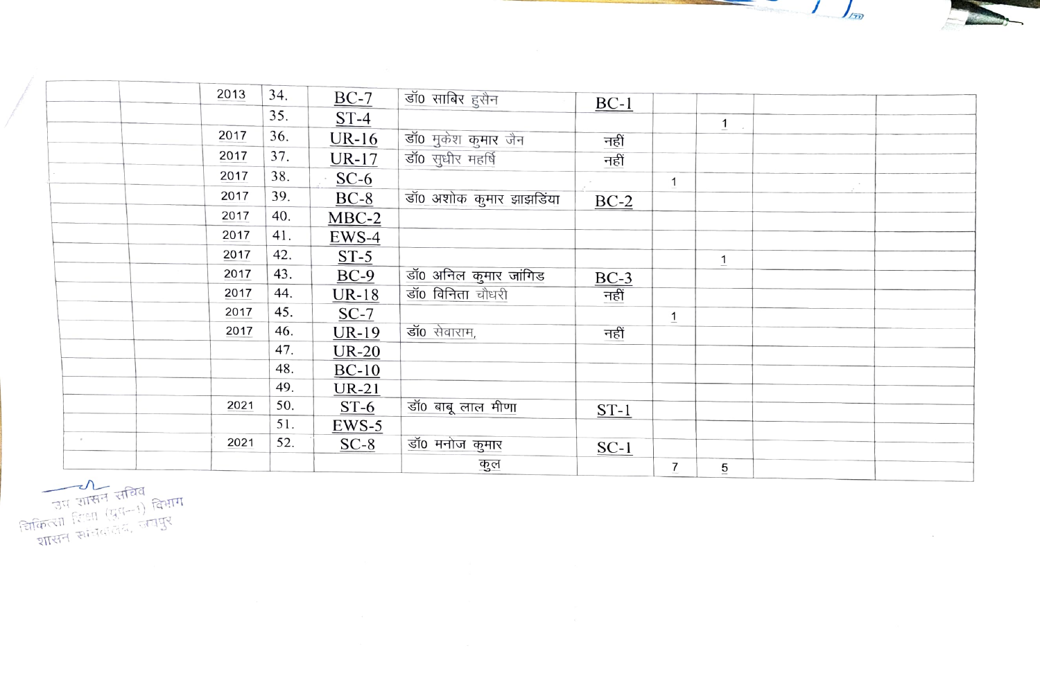| | | | | | | | | | | |
|---|---|---|---|---|---|---|---|---|---|---|
| | | 2013 | 34. | BC-7 | डॉ0 साबिर हुसैन | BC-1 | | | | |
| | | | 35. | ST-4 | | | | 1 | | |
| | | 2017 | 36. | UR-16 | डॉ0 मुकेश कुमार जैन | नहीं | | | | |
| | | 2017 | 37. | UR-17 | डॉ0 सुधीर महर्षि | नहीं | | | | |
| | | 2017 | 38. | SC-6 | | | 1 | | | |
| | | 2017 | 39. | BC-8 | डॉ0 अशोक कुमार झाझडिया | BC-2 | | | | |
| | | 2017 | 40. | MBC-2 | | | | | | |
| | | 2017 | 41. | EWS-4 | | | | | | |
| | | 2017 | 42. | ST-5 | | | | 1 | | |
| | | 2017 | 43. | BC-9 | डॉ0 अनिल कुमार जांगिड | BC-3 | | | | |
| | | 2017 | 44. | UR-18 | डॉ0 विनिता चौधरी | नहीं | | | | |
| | | 2017 | 45. | SC-7 | | | 1 | | | |
| | | 2017 | 46. | UR-19 | डॉ0 सेवाराम, | नहीं | | | | |
| | | | 47. | UR-20 | | | | | | |
| | | | 48. | BC-10 | | | | | | |
| | | | 49. | UR-21 | | | | | | |
| | | 2021 | 50. | ST-6 | डॉ0 बाबू लाल मीणा | ST-1 | | | | |
| | | | 51. | EWS-5 | | | | | | |
| | | 2021 | 52. | SC-8 | डॉ0 मनोज कुमार | SC-1 | | | | |
| | | | | | कुल | | 7 | 5 | | |

उप शासन सचिव
चिकित्सा शिक्षा (ग्रुप-1) विभाग
शासन सचिवालय, जयपुर